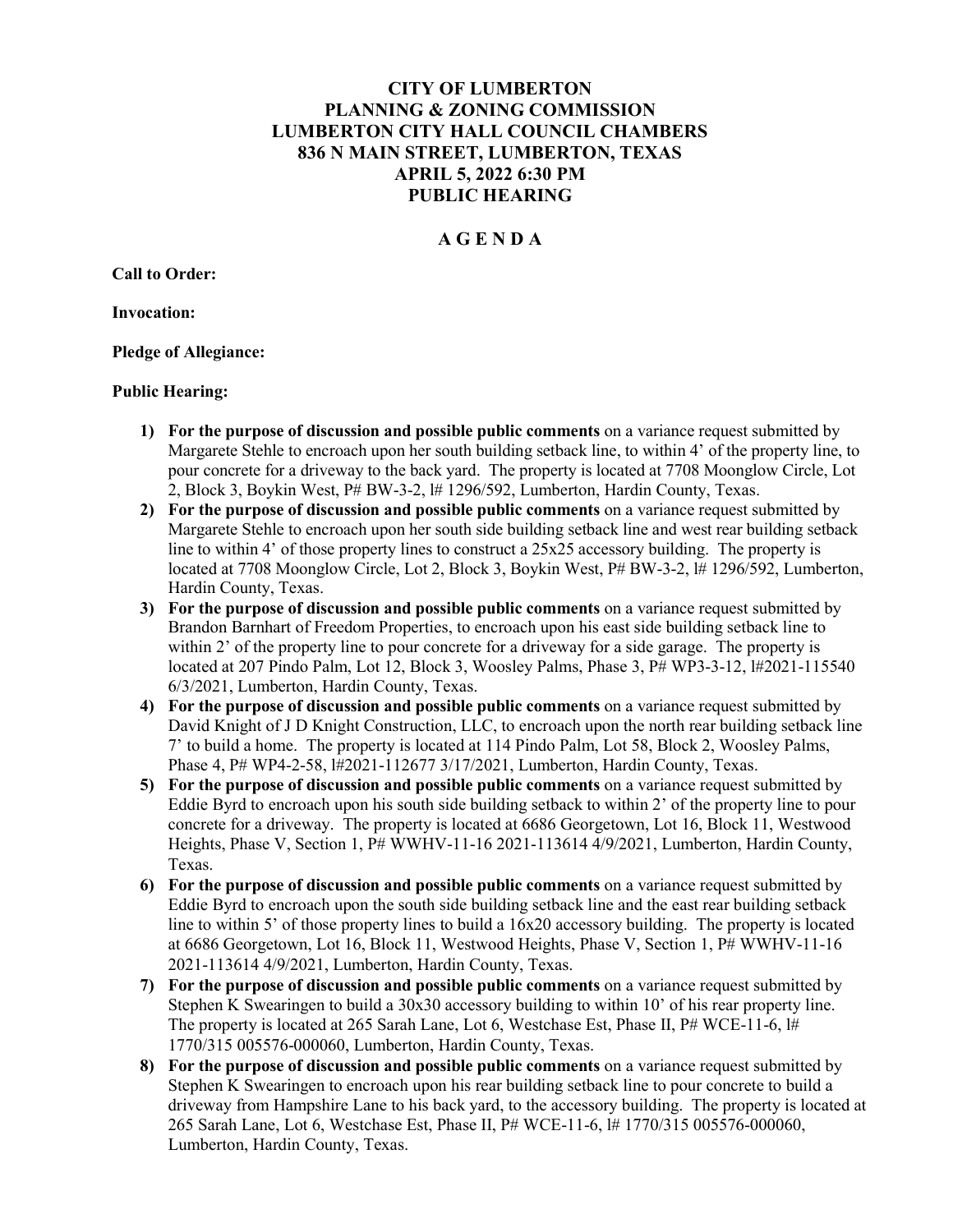# CITY OF LUMBERTON
# PLANNING & ZONING COMMISSION
# LUMBERTON CITY HALL COUNCIL CHAMBERS
# 836 N MAIN STREET, LUMBERTON, TEXAS
# APRIL 5, 2022 6:30 PM
# PUBLIC HEARING

## A G E N D A

**Call to Order:**

**Invocation:**

**Pledge of Allegiance:**

**Public Hearing:**

1) **For the purpose of discussion and possible public comments** on a variance request submitted by Margarete Stehle to encroach upon her south building setback line, to within 4' of the property line, to pour concrete for a driveway to the back yard. The property is located at 7708 Moonglow Circle, Lot 2, Block 3, Boykin West, P# BW-3-2, l# 1296/592, Lumberton, Hardin County, Texas.
2) **For the purpose of discussion and possible public comments** on a variance request submitted by Margarete Stehle to encroach upon her south side building setback line and west rear building setback line to within 4' of those property lines to construct a 25x25 accessory building. The property is located at 7708 Moonglow Circle, Lot 2, Block 3, Boykin West, P# BW-3-2, l# 1296/592, Lumberton, Hardin County, Texas.
3) **For the purpose of discussion and possible public comments** on a variance request submitted by Brandon Barnhart of Freedom Properties, to encroach upon his east side building setback line to within 2' of the property line to pour concrete for a driveway for a side garage. The property is located at 207 Pindo Palm, Lot 12, Block 3, Woosley Palms, Phase 3, P# WP3-3-12, l#2021-115540 6/3/2021, Lumberton, Hardin County, Texas.
4) **For the purpose of discussion and possible public comments** on a variance request submitted by David Knight of J D Knight Construction, LLC, to encroach upon the north rear building setback line 7' to build a home. The property is located at 114 Pindo Palm, Lot 58, Block 2, Woosley Palms, Phase 4, P# WP4-2-58, l#2021-112677 3/17/2021, Lumberton, Hardin County, Texas.
5) **For the purpose of discussion and possible public comments** on a variance request submitted by Eddie Byrd to encroach upon his south side building setback to within 2' of the property line to pour concrete for a driveway. The property is located at 6686 Georgetown, Lot 16, Block 11, Westwood Heights, Phase V, Section 1, P# WWHV-11-16 2021-113614 4/9/2021, Lumberton, Hardin County, Texas.
6) **For the purpose of discussion and possible public comments** on a variance request submitted by Eddie Byrd to encroach upon the south side building setback line and the east rear building setback line to within 5' of those property lines to build a 16x20 accessory building. The property is located at 6686 Georgetown, Lot 16, Block 11, Westwood Heights, Phase V, Section 1, P# WWHV-11-16 2021-113614 4/9/2021, Lumberton, Hardin County, Texas.
7) **For the purpose of discussion and possible public comments** on a variance request submitted by Stephen K Swearingen to build a 30x30 accessory building to within 10' of his rear property line. The property is located at 265 Sarah Lane, Lot 6, Westchase Est, Phase II, P# WCE-11-6, l# 1770/315 005576-000060, Lumberton, Hardin County, Texas.
8) **For the purpose of discussion and possible public comments** on a variance request submitted by Stephen K Swearingen to encroach upon his rear building setback line to pour concrete to build a driveway from Hampshire Lane to his back yard, to the accessory building. The property is located at 265 Sarah Lane, Lot 6, Westchase Est, Phase II, P# WCE-11-6, l# 1770/315 005576-000060, Lumberton, Hardin County, Texas.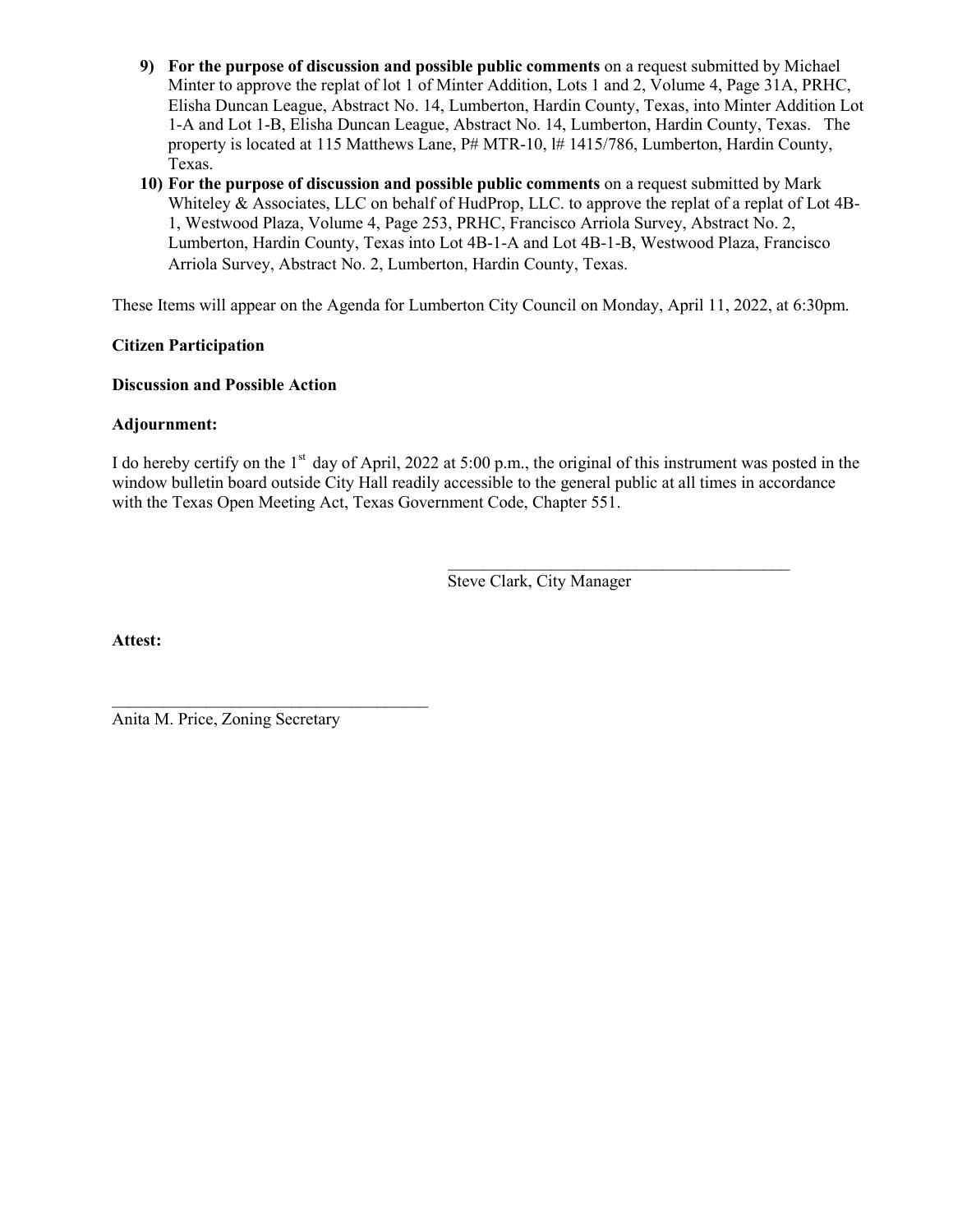9) **For the purpose of discussion and possible public comments** on a request submitted by Michael Minter to approve the replat of lot 1 of Minter Addition, Lots 1 and 2, Volume 4, Page 31A, PRHC, Elisha Duncan League, Abstract No. 14, Lumberton, Hardin County, Texas, into Minter Addition Lot 1-A and Lot 1-B, Elisha Duncan League, Abstract No. 14, Lumberton, Hardin County, Texas. The property is located at 115 Matthews Lane, P# MTR-10, l# 1415/786, Lumberton, Hardin County, Texas.

10) **For the purpose of discussion and possible public comments** on a request submitted by Mark Whiteley & Associates, LLC on behalf of HudProp, LLC. to approve the replat of a replat of Lot 4B-1, Westwood Plaza, Volume 4, Page 253, PRHC, Francisco Arriola Survey, Abstract No. 2, Lumberton, Hardin County, Texas into Lot 4B-1-A and Lot 4B-1-B, Westwood Plaza, Francisco Arriola Survey, Abstract No. 2, Lumberton, Hardin County, Texas.

These Items will appear on the Agenda for Lumberton City Council on Monday, April 11, 2022, at 6:30pm.

**Citizen Participation**

**Discussion and Possible Action**

**Adjournment:**

I do hereby certify on the 1st day of April, 2022 at 5:00 p.m., the original of this instrument was posted in the window bulletin board outside City Hall readily accessible to the general public at all times in accordance with the Texas Open Meeting Act, Texas Government Code, Chapter 551.

\_\_\_\_\_\_\_\_\_\_\_\_\_\_\_\_\_\_\_\_\_\_\_\_\_\_\_\_\_\_\_\_\_\_\_\_\_\_\_\_

Steve Clark, City Manager

**Attest:**

\_\_\_\_\_\_\_\_\_\_\_\_\_\_\_\_\_\_\_\_\_\_\_\_\_\_\_\_\_\_\_\_\_\_\_\_\_\_\_\_

Anita M. Price, Zoning Secretary